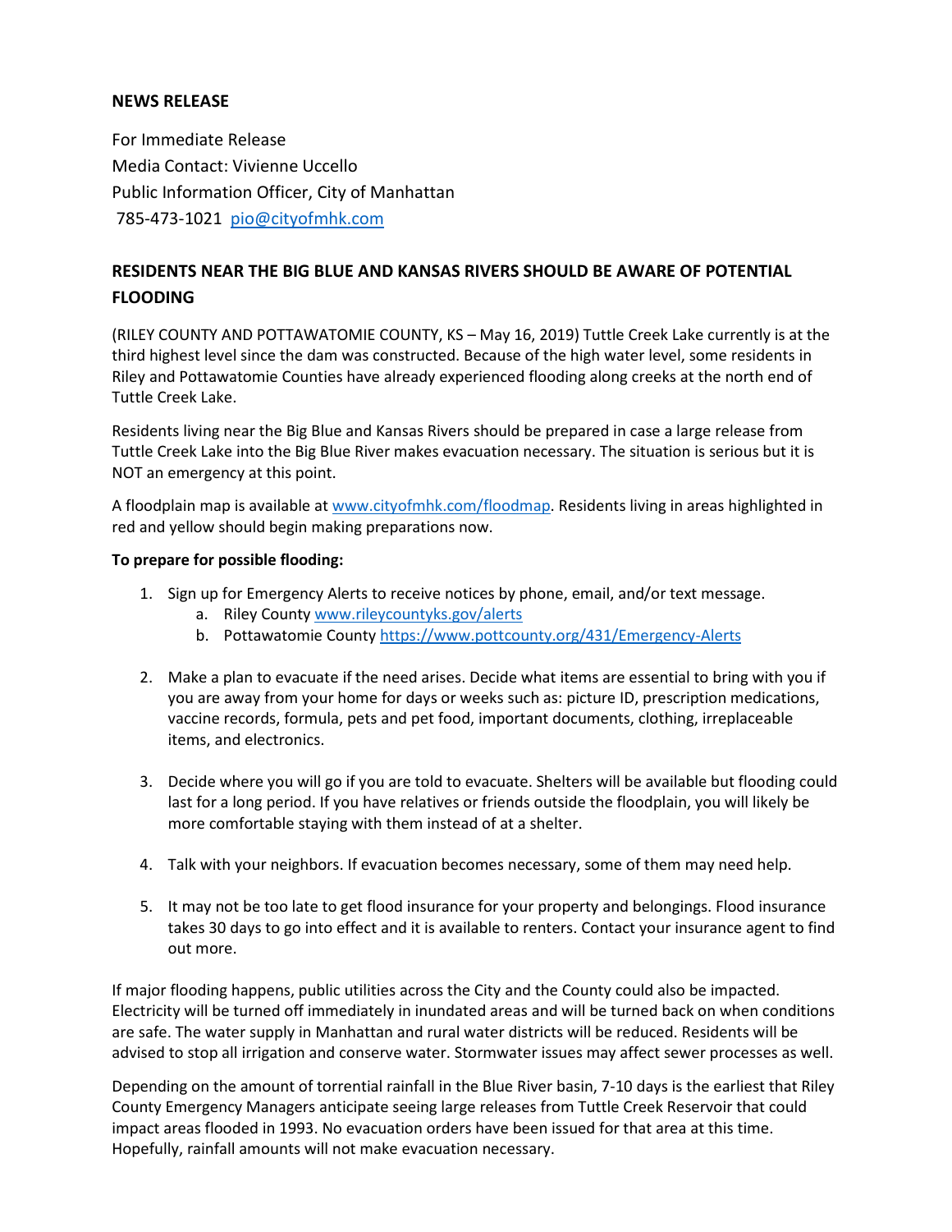**NEWS RELEASE**

For Immediate Release
Media Contact: Vivienne Uccello
Public Information Officer, City of Manhattan
785-473-1021 pio@cityofmhk.com

## RESIDENTS NEAR THE BIG BLUE AND KANSAS RIVERS SHOULD BE AWARE OF POTENTIAL FLOODING

(RILEY COUNTY AND POTTAWATOMIE COUNTY, KS – May 16, 2019) Tuttle Creek Lake currently is at the third highest level since the dam was constructed. Because of the high water level, some residents in Riley and Pottawatomie Counties have already experienced flooding along creeks at the north end of Tuttle Creek Lake.

Residents living near the Big Blue and Kansas Rivers should be prepared in case a large release from Tuttle Creek Lake into the Big Blue River makes evacuation necessary. The situation is serious but it is NOT an emergency at this point.

A floodplain map is available at www.cityofmhk.com/floodmap. Residents living in areas highlighted in red and yellow should begin making preparations now.

**To prepare for possible flooding:**

1. Sign up for Emergency Alerts to receive notices by phone, email, and/or text message.
   a. Riley County www.rileycountyks.gov/alerts
   b. Pottawatomie County https://www.pottcounty.org/431/Emergency-Alerts

2. Make a plan to evacuate if the need arises. Decide what items are essential to bring with you if you are away from your home for days or weeks such as: picture ID, prescription medications, vaccine records, formula, pets and pet food, important documents, clothing, irreplaceable items, and electronics.

3. Decide where you will go if you are told to evacuate. Shelters will be available but flooding could last for a long period. If you have relatives or friends outside the floodplain, you will likely be more comfortable staying with them instead of at a shelter.

4. Talk with your neighbors. If evacuation becomes necessary, some of them may need help.

5. It may not be too late to get flood insurance for your property and belongings. Flood insurance takes 30 days to go into effect and it is available to renters. Contact your insurance agent to find out more.

If major flooding happens, public utilities across the City and the County could also be impacted. Electricity will be turned off immediately in inundated areas and will be turned back on when conditions are safe. The water supply in Manhattan and rural water districts will be reduced. Residents will be advised to stop all irrigation and conserve water. Stormwater issues may affect sewer processes as well.

Depending on the amount of torrential rainfall in the Blue River basin, 7-10 days is the earliest that Riley County Emergency Managers anticipate seeing large releases from Tuttle Creek Reservoir that could impact areas flooded in 1993. No evacuation orders have been issued for that area at this time. Hopefully, rainfall amounts will not make evacuation necessary.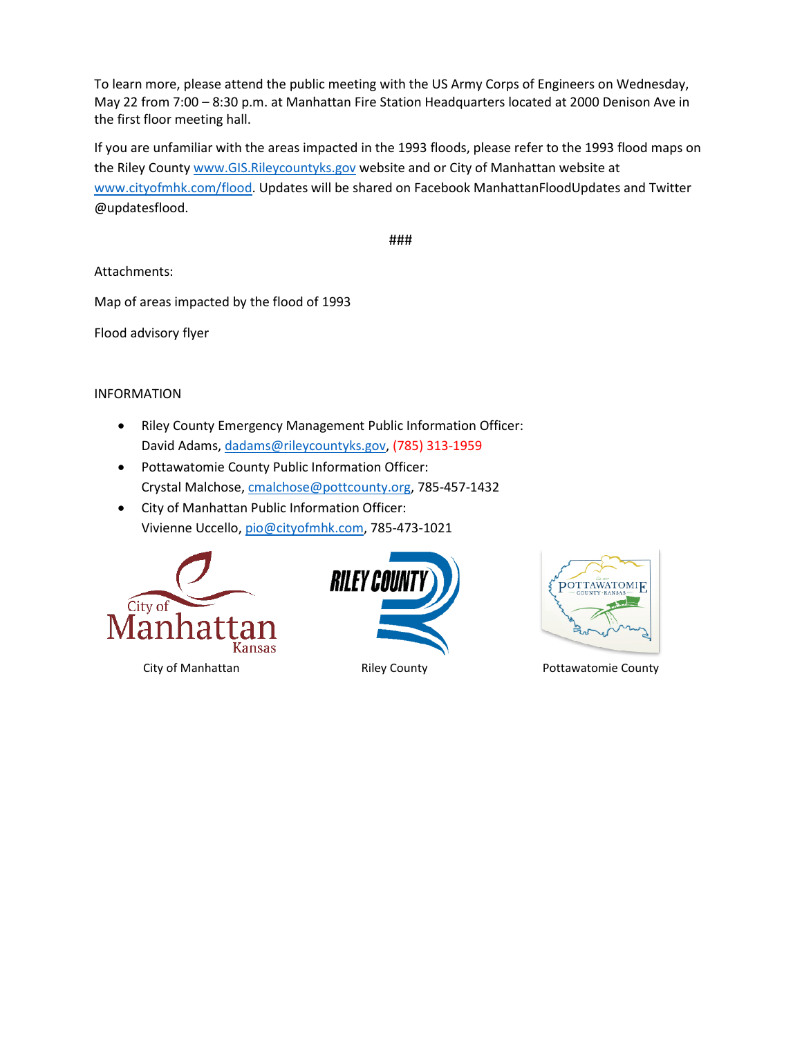To learn more, please attend the public meeting with the US Army Corps of Engineers on Wednesday, May 22 from 7:00 – 8:30 p.m. at Manhattan Fire Station Headquarters located at 2000 Denison Ave in the first floor meeting hall.

If you are unfamiliar with the areas impacted in the 1993 floods, please refer to the 1993 flood maps on the Riley County www.GIS.Rileycountyks.gov website and or City of Manhattan website at www.cityofmhk.com/flood. Updates will be shared on Facebook ManhattanFloodUpdates and Twitter @updatesflood.

###

Attachments:

Map of areas impacted by the flood of 1993

Flood advisory flyer

INFORMATION

- Riley County Emergency Management Public Information Officer:
  David Adams, dadams@rileycountyks.gov, (785) 313-1959
- Pottawatomie County Public Information Officer:
  Crystal Malchose, cmalchose@pottcounty.org, 785-457-1432
- City of Manhattan Public Information Officer:
  Vivienne Uccello, pio@cityofmhk.com, 785-473-1021

City of Manhattan Kansas

City of Manhattan

RILEY COUNTY

Riley County

POTTAWATOMIE COUNTY · KANSAS

Pottawatomie County